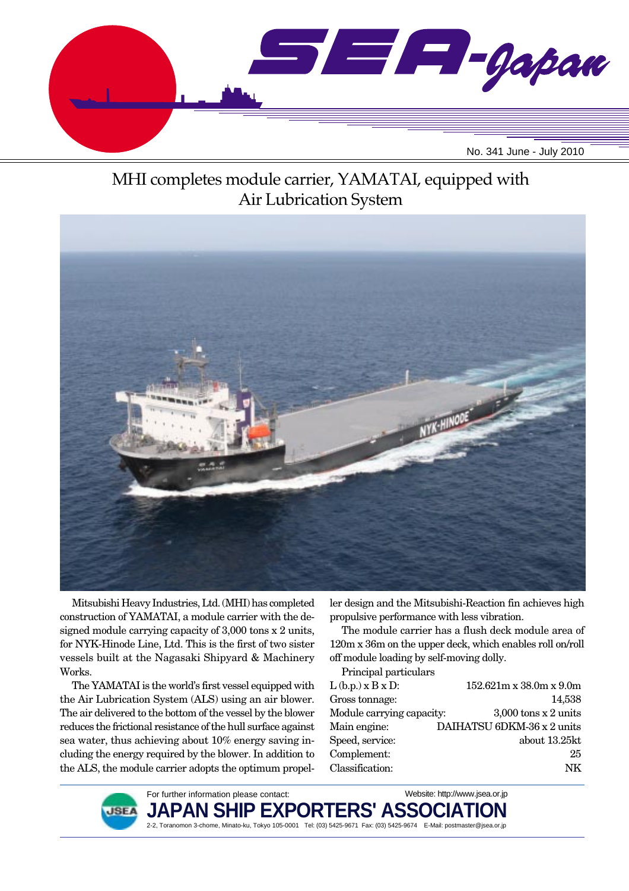# SEA-Japan

No. 341 June - July 2010

## MHI completes module carrier, YAMATAI, equipped with Air Lubrication System

Mitsubishi Heavy Industries, Ltd. (MHI) has completed construction of YAMATAI, a module carrier with the designed module carrying capacity of 3,000 tons x 2 units, for NYK-Hinode Line, Ltd. This is the first of two sister vessels built at the Nagasaki Shipyard & Machinery Works.

The YAMATAI is the world's first vessel equipped with the Air Lubrication System (ALS) using an air blower. The air delivered to the bottom of the vessel by the blower reduces the frictional resistance of the hull surface against sea water, thus achieving about 10% energy saving including the energy required by the blower. In addition to the ALS, the module carrier adopts the optimum propeller design and the Mitsubishi-Reaction fin achieves high propulsive performance with less vibration.

The module carrier has a flush deck module area of 120m x 36m on the upper deck, which enables roll on/roll off module loading by self-moving dolly.

Principal particulars

| | |
|---|---|
| L (b.p.) x B x D: | 152.621m x 38.0m x 9.0m |
| Gross tonnage: | 14,538 |
| Module carrying capacity: | 3,000 tons x 2 units |
| Main engine: | DAIHATSU 6DKM-36 x 2 units |
| Speed, service: | about 13.25kt |
| Complement: | 25 |
| Classification: | NK |

For further information please contact:
Website: http://www.jsea.or.jp

**JAPAN SHIP EXPORTERS' ASSOCIATION**

2-2, Toranomon 3-chome, Minato-ku, Tokyo 105-0001 Tel: (03) 5425-9671 Fax: (03) 5425-9674 E-Mail: postmaster@jsea.or.jp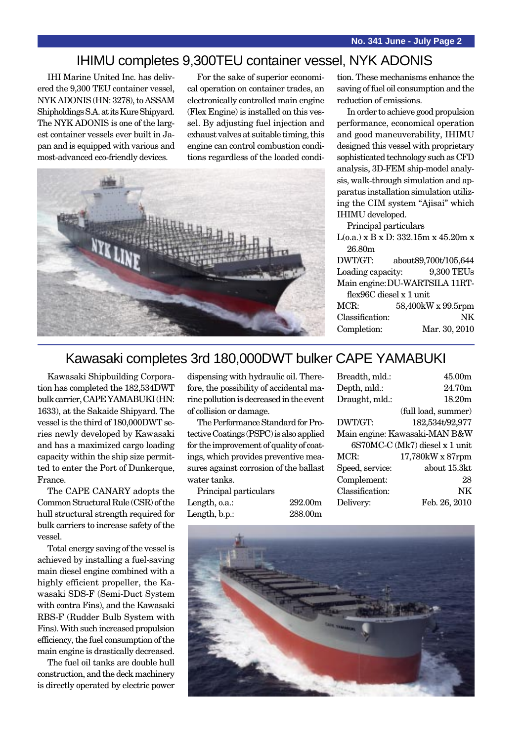## IHIMU completes 9,300TEU container vessel, NYK ADONIS

IHI Marine United Inc. has delivered the 9,300 TEU container vessel, NYK ADONIS (HN: 3278), to ASSAM Shipholdings S.A. at its Kure Shipyard. The NYK ADONIS is one of the largest container vessels ever built in Japan and is equipped with various and most-advanced eco-friendly devices.

For the sake of superior economical operation on container trades, an electronically controlled main engine (Flex Engine) is installed on this vessel. By adjusting fuel injection and exhaust valves at suitable timing, this engine can control combustion conditions regardless of the loaded condition. These mechanisms enhance the saving of fuel oil consumption and the reduction of emissions.

In order to achieve good propulsion performance, economical operation and good maneuverability, IHIMU designed this vessel with proprietary sophisticated technology such as CFD analysis, 3D-FEM ship-model analysis, walk-through simulation and apparatus installation simulation utilizing the CIM system "Ajisai" which IHIMU developed.

Principal particulars

| | |
|---|---|
| L(o.a.) x B x D: | 332.15m x 45.20m x 26.80m |
| DWT/GT: | about89,700t/105,644 |
| Loading capacity: | 9,300 TEUs |
| Main engine: | DU-WARTSILA 11RT-flex96C diesel x 1 unit |
| MCR: | 58,400kW x 99.5rpm |
| Classification: | NK |
| Completion: | Mar. 30, 2010 |

## Kawasaki completes 3rd 180,000DWT bulker CAPE YAMABUKI

Kawasaki Shipbuilding Corporation has completed the 182,534DWT bulk carrier, CAPE YAMABUKI (HN: 1633), at the Sakaide Shipyard. The vessel is the third of 180,000DWT series newly developed by Kawasaki and has a maximized cargo loading capacity within the ship size permitted to enter the Port of Dunkerque, France.

The CAPE CANARY adopts the Common Structural Rule (CSR) of the hull structural strength required for bulk carriers to increase safety of the vessel.

Total energy saving of the vessel is achieved by installing a fuel-saving main diesel engine combined with a highly efficient propeller, the Kawasaki SDS-F (Semi-Duct System with contra Fins), and the Kawasaki RBS-F (Rudder Bulb System with Fins). With such increased propulsion efficiency, the fuel consumption of the main engine is drastically decreased.

The fuel oil tanks are double hull construction, and the deck machinery is directly operated by electric power dispensing with hydraulic oil. Therefore, the possibility of accidental marine pollution is decreased in the event of collision or damage.

The Performance Standard for Protective Coatings (PSPC) is also applied for the improvement of quality of coatings, which provides preventive measures against corrosion of the ballast water tanks.

Principal particulars

| | |
|---|---|
| Length, o.a.: | 292.00m |
| Length, b.p.: | 288.00m |
| Breadth, mld.: | 45.00m |
| Depth, mld.: | 24.70m |
| Draught, mld.: | 18.20m (full load, summer) |
| DWT/GT: | 182,534t/92,977 |
| Main engine: | Kawasaki-MAN B&W 6S70MC-C (Mk7) diesel x 1 unit |
| MCR: | 17,780kW x 87rpm |
| Speed, service: | about 15.3kt |
| Complement: | 28 |
| Classification: | NK |
| Delivery: | Feb. 26, 2010 |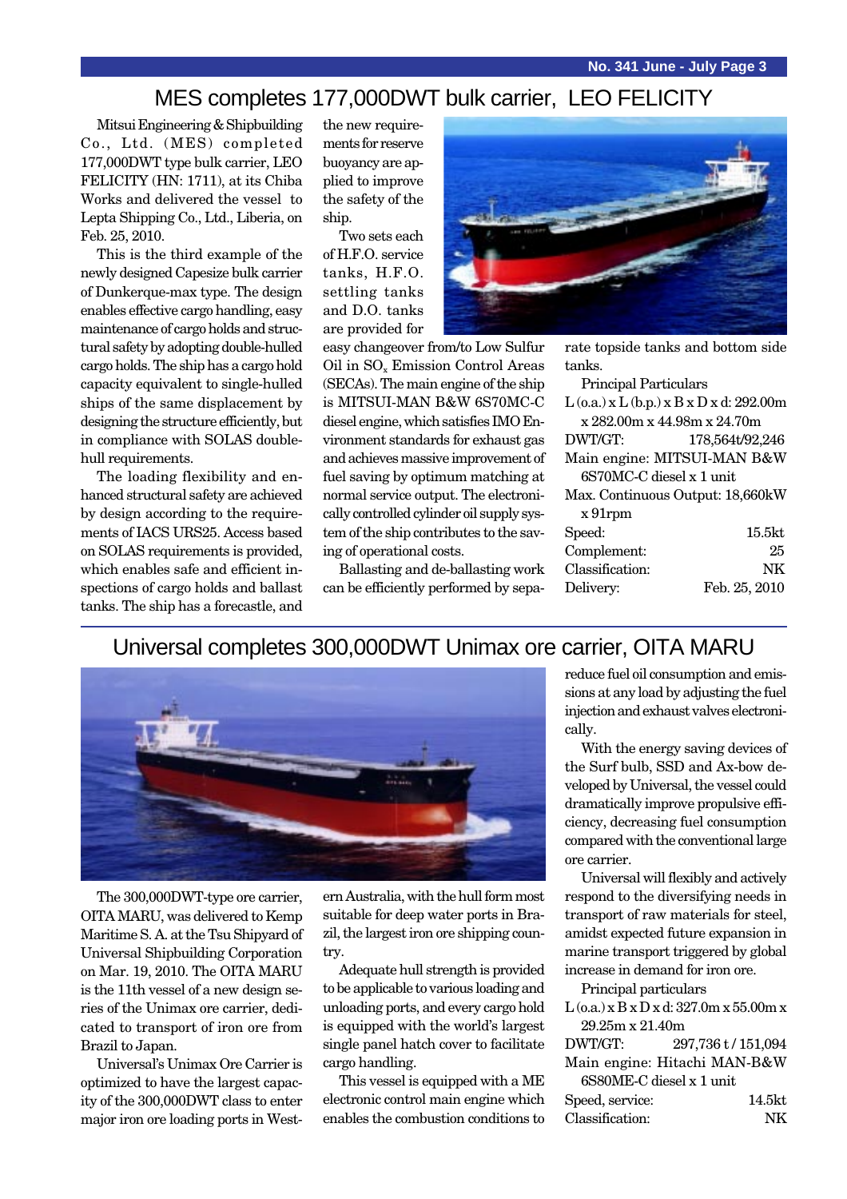## MES completes 177,000DWT bulk carrier, LEO FELICITY

Mitsui Engineering & Shipbuilding Co., Ltd. (MES) completed 177,000DWT type bulk carrier, LEO FELICITY (HN: 1711), at its Chiba Works and delivered the vessel to Lepta Shipping Co., Ltd., Liberia, on Feb. 25, 2010.

This is the third example of the newly designed Capesize bulk carrier of Dunkerque-max type. The design enables effective cargo handling, easy maintenance of cargo holds and structural safety by adopting double-hulled cargo holds. The ship has a cargo hold capacity equivalent to single-hulled ships of the same displacement by designing the structure efficiently, but in compliance with SOLAS double-hull requirements.

The loading flexibility and enhanced structural safety are achieved by design according to the requirements of IACS URS25. Access based on SOLAS requirements is provided, which enables safe and efficient inspections of cargo holds and ballast tanks. The ship has a forecastle, and the new requirements for reserve buoyancy are applied to improve the safety of the ship.

Two sets each of H.F.O. service tanks, H.F.O. settling tanks and D.O. tanks are provided for easy changeover from/to Low Sulfur Oil in $SO_x$ Emission Control Areas (SECAs). The main engine of the ship is MITSUI-MAN B&W 6S70MC-C diesel engine, which satisfies IMO Environment standards for exhaust gas and achieves massive improvement of fuel saving by optimum matching at normal service output. The electronically controlled cylinder oil supply system of the ship contributes to the saving of operational costs.

Ballasting and de-ballasting work can be efficiently performed by separate topside tanks and bottom side tanks.

Principal Particulars

L (o.a.) x L (b.p.) x B x D x d: 292.00m x 282.00m x 44.98m x 24.70m
DWT/GT: 178,564t/92,246
Main engine: MITSUI-MAN B&W 6S70MC-C diesel x 1 unit
Max. Continuous Output: 18,660kW x 91rpm
Speed: 15.5kt
Complement: 25
Classification: NK
Delivery: Feb. 25, 2010

## Universal completes 300,000DWT Unimax ore carrier, OITA MARU

The 300,000DWT-type ore carrier, OITA MARU, was delivered to Kemp Maritime S. A. at the Tsu Shipyard of Universal Shipbuilding Corporation on Mar. 19, 2010. The OITA MARU is the 11th vessel of a new design series of the Unimax ore carrier, dedicated to transport of iron ore from Brazil to Japan.

Universal's Unimax Ore Carrier is optimized to have the largest capacity of the 300,000DWT class to enter major iron ore loading ports in Western Australia, with the hull form most suitable for deep water ports in Brazil, the largest iron ore shipping country.

Adequate hull strength is provided to be applicable to various loading and unloading ports, and every cargo hold is equipped with the world's largest single panel hatch cover to facilitate cargo handling.

This vessel is equipped with a ME electronic control main engine which enables the combustion conditions to reduce fuel oil consumption and emissions at any load by adjusting the fuel injection and exhaust valves electronically.

With the energy saving devices of the Surf bulb, SSD and Ax-bow developed by Universal, the vessel could dramatically improve propulsive efficiency, decreasing fuel consumption compared with the conventional large ore carrier.

Universal will flexibly and actively respond to the diversifying needs in transport of raw materials for steel, amidst expected future expansion in marine transport triggered by global increase in demand for iron ore.

Principal particulars

L (o.a.) x B x D x d: 327.0m x 55.00m x 29.25m x 21.40m
DWT/GT: 297,736 t / 151,094
Main engine: Hitachi MAN-B&W 6S80ME-C diesel x 1 unit
Speed, service: 14.5kt
Classification: NK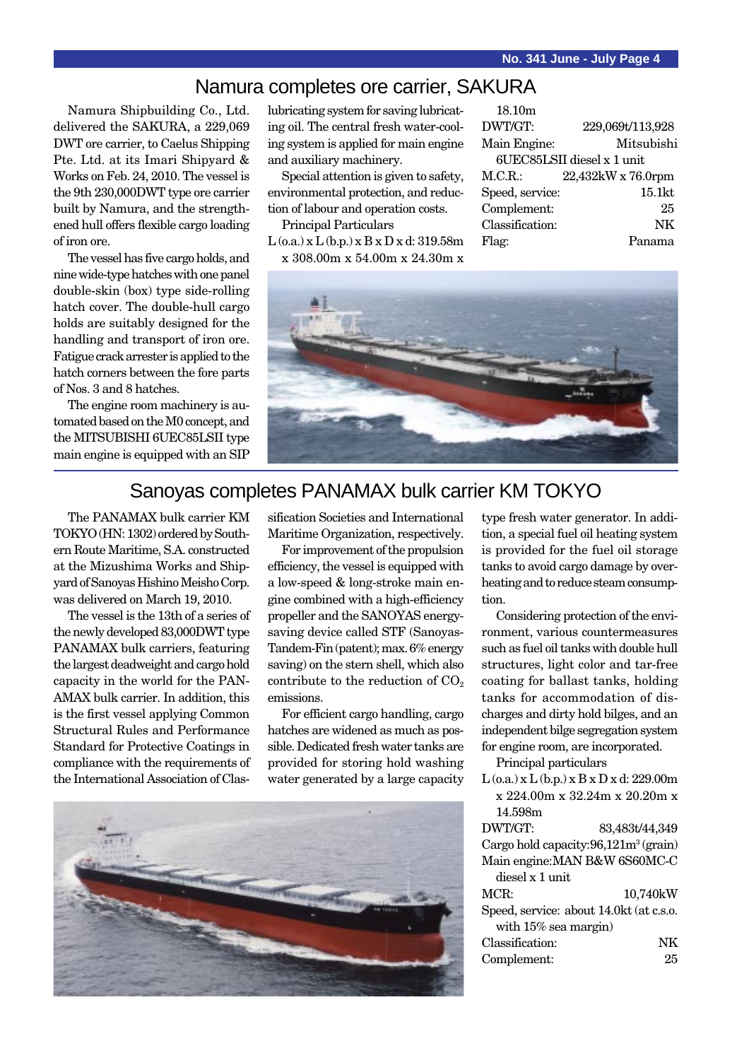## Namura completes ore carrier, SAKURA

Namura Shipbuilding Co., Ltd. delivered the SAKURA, a 229,069 DWT ore carrier, to Caelus Shipping Pte. Ltd. at its Imari Shipyard & Works on Feb. 24, 2010. The vessel is the 9th 230,000DWT type ore carrier built by Namura, and the strengthened hull offers flexible cargo loading of iron ore.

The vessel has five cargo holds, and nine wide-type hatches with one panel double-skin (box) type side-rolling hatch cover. The double-hull cargo holds are suitably designed for the handling and transport of iron ore. Fatigue crack arrester is applied to the hatch corners between the fore parts of Nos. 3 and 8 hatches.

The engine room machinery is automated based on the M0 concept, and the MITSUBISHI 6UEC85LSII type main engine is equipped with an SIP lubricating system for saving lubricating oil. The central fresh water-cooling system is applied for main engine and auxiliary machinery.

Special attention is given to safety, environmental protection, and reduction of labour and operation costs.

Principal Particulars

L (o.a.) x L (b.p.) x B x D x d: 319.58m x 308.00m x 54.00m x 24.30m x 18.10m

DWT/GT: 229,069t/113,928

Main Engine: Mitsubishi 6UEC85LSII diesel x 1 unit

M.C.R.: 22,432kW x 76.0rpm

Speed, service: 15.1kt

Complement: 25

Classification: NK

Flag: Panama

## Sanoyas completes PANAMAX bulk carrier KM TOKYO

The PANAMAX bulk carrier KM TOKYO (HN: 1302) ordered by Southern Route Maritime, S.A. constructed at the Mizushima Works and Shipyard of Sanoyas Hishino Meisho Corp. was delivered on March 19, 2010.

The vessel is the 13th of a series of the newly developed 83,000DWT type PANAMAX bulk carriers, featuring the largest deadweight and cargo hold capacity in the world for the PANAMAX bulk carrier. In addition, this is the first vessel applying Common Structural Rules and Performance Standard for Protective Coatings in compliance with the requirements of the International Association of Classification Societies and International Maritime Organization, respectively.

For improvement of the propulsion efficiency, the vessel is equipped with a low-speed & long-stroke main engine combined with a high-efficiency propeller and the SANOYAS energy-saving device called STF (Sanoyas-Tandem-Fin (patent); max. 6% energy saving) on the stern shell, which also contribute to the reduction of $CO_2$ emissions.

For efficient cargo handling, cargo hatches are widened as much as possible. Dedicated fresh water tanks are provided for storing hold washing water generated by a large capacity type fresh water generator. In addition, a special fuel oil heating system is provided for the fuel oil storage tanks to avoid cargo damage by overheating and to reduce steam consumption.

Considering protection of the environment, various countermeasures such as fuel oil tanks with double hull structures, light color and tar-free coating for ballast tanks, holding tanks for accommodation of discharges and dirty hold bilges, and an independent bilge segregation system for engine room, are incorporated.

Principal particulars

L (o.a.) x L (b.p.) x B x D x d: 229.00m x 224.00m x 32.24m x 20.20m x 14.598m

DWT/GT: 83,483t/44,349

Cargo hold capacity: 96,121m$^3$ (grain)

Main engine: MAN B&W 6S60MC-C diesel x 1 unit

MCR: 10,740kW

Speed, service: about 14.0kt (at c.s.o. with 15% sea margin)

Classification: NK

Complement: 25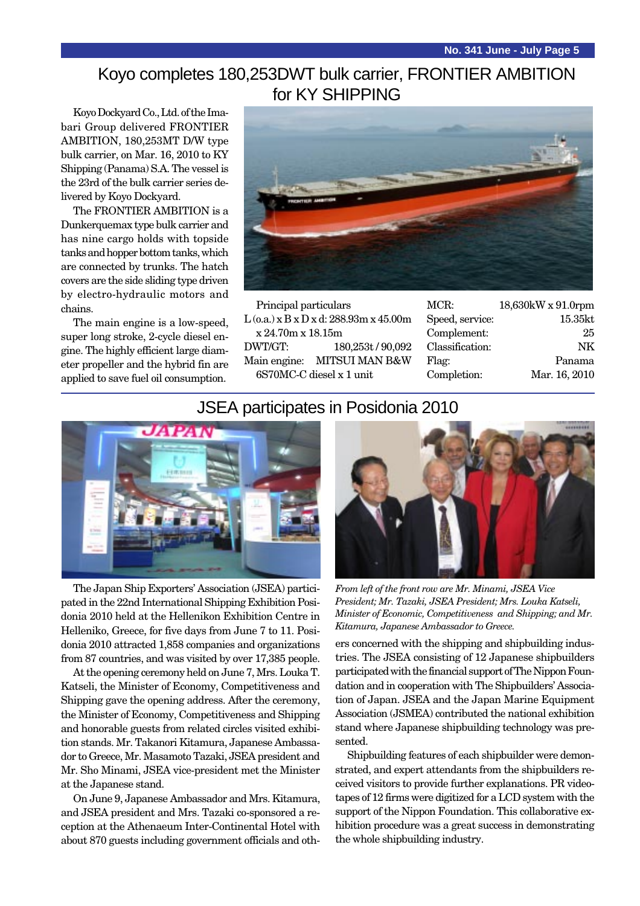## Koyo completes 180,253DWT bulk carrier, FRONTIER AMBITION for KY SHIPPING

Koyo Dockyard Co., Ltd. of the Imabari Group delivered FRONTIER AMBITION, 180,253MT D/W type bulk carrier, on Mar. 16, 2010 to KY Shipping (Panama) S.A. The vessel is the 23rd of the bulk carrier series delivered by Koyo Dockyard.

The FRONTIER AMBITION is a Dunkerquemax type bulk carrier and has nine cargo holds with topside tanks and hopper bottom tanks, which are connected by trunks. The hatch covers are the side sliding type driven by electro-hydraulic motors and chains.

The main engine is a low-speed, super long stroke, 2-cycle diesel engine. The highly efficient large diameter propeller and the hybrid fin are applied to save fuel oil consumption.

Principal particulars

L (o.a.) x B x D x d: 288.93m x 45.00m x 24.70m x 18.15m
DWT/GT: 180,253t / 90,092
Main engine: MITSUI MAN B&W 6S70MC-C diesel x 1 unit
MCR: 18,630kW x 91.0rpm
Speed, service: 15.35kt
Complement: 25
Classification: NK
Flag: Panama
Completion: Mar. 16, 2010

## JSEA participates in Posidonia 2010

*From left of the front row are Mr. Minami, JSEA Vice President; Mr. Tazaki, JSEA President; Mrs. Louka Katseli, Minister of Economic, Competitiveness and Shipping; and Mr. Kitamura, Japanese Ambassador to Greece.*

The Japan Ship Exporters' Association (JSEA) participated in the 22nd International Shipping Exhibition Posidonia 2010 held at the Hellenikon Exhibition Centre in Helleniko, Greece, for five days from June 7 to 11. Posidonia 2010 attracted 1,858 companies and organizations from 87 countries, and was visited by over 17,385 people.

At the opening ceremony held on June 7, Mrs. Louka T. Katseli, the Minister of Economy, Competitiveness and Shipping gave the opening address. After the ceremony, the Minister of Economy, Competitiveness and Shipping and honorable guests from related circles visited exhibition stands. Mr. Takanori Kitamura, Japanese Ambassador to Greece, Mr. Masamoto Tazaki, JSEA president and Mr. Sho Minami, JSEA vice-president met the Minister at the Japanese stand.

On June 9, Japanese Ambassador and Mrs. Kitamura, and JSEA president and Mrs. Tazaki co-sponsored a reception at the Athenaeum Inter-Continental Hotel with about 870 guests including government officials and others concerned with the shipping and shipbuilding industries. The JSEA consisting of 12 Japanese shipbuilders participated with the financial support of The Nippon Foundation and in cooperation with The Shipbuilders' Association of Japan. JSEA and the Japan Marine Equipment Association (JSMEA) contributed the national exhibition stand where Japanese shipbuilding technology was presented.

Shipbuilding features of each shipbuilder were demonstrated, and expert attendants from the shipbuilders received visitors to provide further explanations. PR videotapes of 12 firms were digitized for a LCD system with the support of the Nippon Foundation. This collaborative exhibition procedure was a great success in demonstrating the whole shipbuilding industry.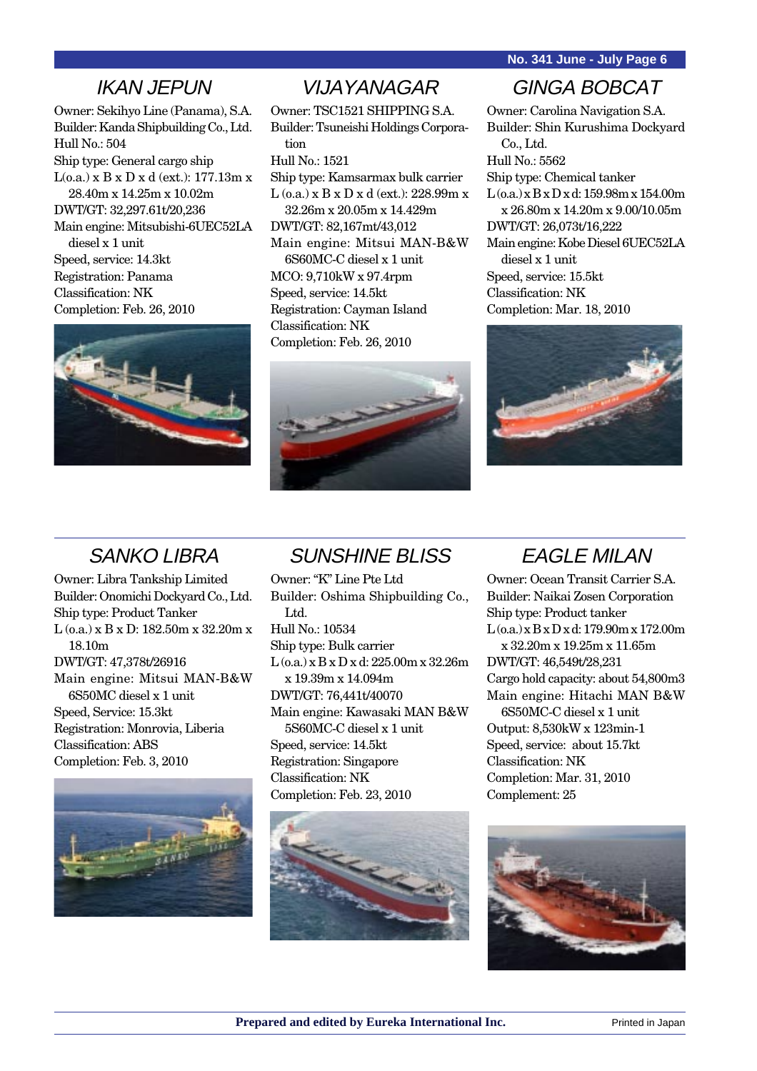## IKAN JEPUN

Owner: Sekihyo Line (Panama), S.A.
Builder: Kanda Shipbuilding Co., Ltd.
Hull No.: 504
Ship type: General cargo ship
L(o.a.) x B x D x d (ext.): 177.13m x 28.40m x 14.25m x 10.02m
DWT/GT: 32,297.61t/20,236
Main engine: Mitsubishi-6UEC52LA diesel x 1 unit
Speed, service: 14.3kt
Registration: Panama
Classification: NK
Completion: Feb. 26, 2010

## VIJAYANAGAR

Owner: TSC1521 SHIPPING S.A.
Builder: Tsuneishi Holdings Corporation
Hull No.: 1521
Ship type: Kamsarmax bulk carrier
L (o.a.) x B x D x d (ext.): 228.99m x 32.26m x 20.05m x 14.429m
DWT/GT: 82,167mt/43,012
Main engine: Mitsui MAN-B&W 6S60MC-C diesel x 1 unit
MCO: 9,710kW x 97.4rpm
Speed, service: 14.5kt
Registration: Cayman Island
Classification: NK
Completion: Feb. 26, 2010

## GINGA BOBCAT

Owner: Carolina Navigation S.A.
Builder: Shin Kurushima Dockyard Co., Ltd.
Hull No.: 5562
Ship type: Chemical tanker
L (o.a.) x B x D x d: 159.98m x 154.00m x 26.80m x 14.20m x 9.00/10.05m
DWT/GT: 26,073t/16,222
Main engine: Kobe Diesel 6UEC52LA diesel x 1 unit
Speed, service: 15.5kt
Classification: NK
Completion: Mar. 18, 2010

## SANKO LIBRA

Owner: Libra Tankship Limited
Builder: Onomichi Dockyard Co., Ltd.
Ship type: Product Tanker
L (o.a.) x B x D: 182.50m x 32.20m x 18.10m
DWT/GT: 47,378t/26916
Main engine: Mitsui MAN-B&W 6S50MC diesel x 1 unit
Speed, Service: 15.3kt
Registration: Monrovia, Liberia
Classification: ABS
Completion: Feb. 3, 2010

## SUNSHINE BLISS

Owner: "K" Line Pte Ltd
Builder: Oshima Shipbuilding Co., Ltd.
Hull No.: 10534
Ship type: Bulk carrier
L (o.a.) x B x D x d: 225.00m x 32.26m x 19.39m x 14.094m
DWT/GT: 76,441t/40070
Main engine: Kawasaki MAN B&W 5S60MC-C diesel x 1 unit
Speed, service: 14.5kt
Registration: Singapore
Classification: NK
Completion: Feb. 23, 2010

## EAGLE MILAN

Owner: Ocean Transit Carrier S.A.
Builder: Naikai Zosen Corporation
Ship type: Product tanker
L (o.a.) x B x D x d: 179.90m x 172.00m x 32.20m x 19.25m x 11.65m
DWT/GT: 46,549t/28,231
Cargo hold capacity: about 54,800m3
Main engine: Hitachi MAN B&W 6S50MC-C diesel x 1 unit
Output: 8,530kW x 123min-1
Speed, service: about 15.7kt
Classification: NK
Completion: Mar. 31, 2010
Complement: 25

**Prepared and edited by Eureka International Inc.**

Printed in Japan